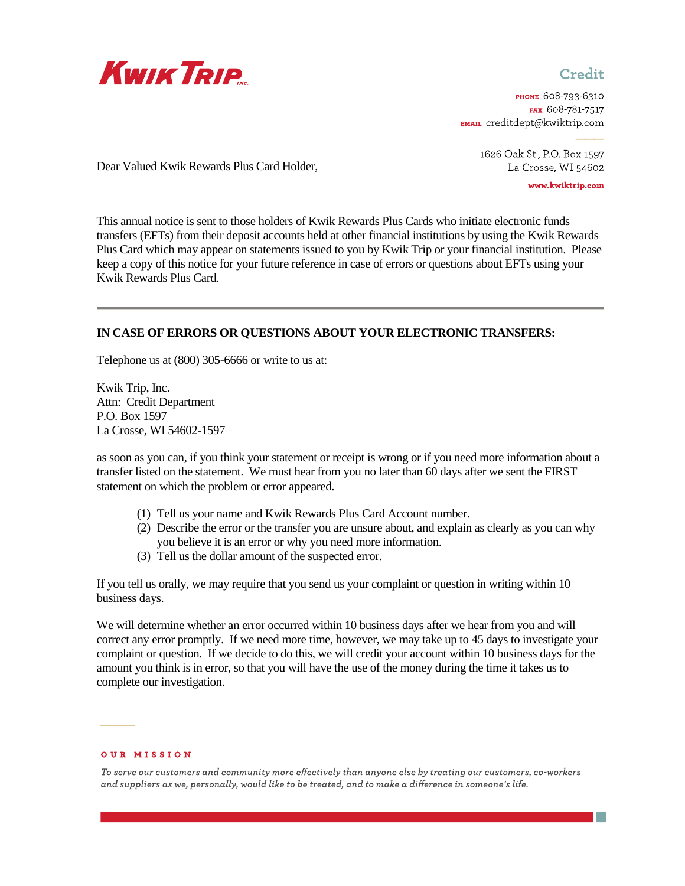**KWIK TRIP INC.**

Credit

PHONE 608-793-6310
FAX 608-781-7517
EMAIL creditdept@kwiktrip.com

1626 Oak St., P.O. Box 1597
La Crosse, WI 54602

www.kwiktrip.com

Dear Valued Kwik Rewards Plus Card Holder,

This annual notice is sent to those holders of Kwik Rewards Plus Cards who initiate electronic funds transfers (EFTs) from their deposit accounts held at other financial institutions by using the Kwik Rewards Plus Card which may appear on statements issued to you by Kwik Trip or your financial institution. Please keep a copy of this notice for your future reference in case of errors or questions about EFTs using your Kwik Rewards Plus Card.

---

**IN CASE OF ERRORS OR QUESTIONS ABOUT YOUR ELECTRONIC TRANSFERS:**

Telephone us at (800) 305-6666 or write to us at:

Kwik Trip, Inc.
Attn: Credit Department
P.O. Box 1597
La Crosse, WI 54602-1597

as soon as you can, if you think your statement or receipt is wrong or if you need more information about a transfer listed on the statement. We must hear from you no later than 60 days after we sent the FIRST statement on which the problem or error appeared.

1. Tell us your name and Kwik Rewards Plus Card Account number.
2. Describe the error or the transfer you are unsure about, and explain as clearly as you can why you believe it is an error or why you need more information.
3. Tell us the dollar amount of the suspected error.

If you tell us orally, we may require that you send us your complaint or question in writing within 10 business days.

We will determine whether an error occurred within 10 business days after we hear from you and will correct any error promptly. If we need more time, however, we may take up to 45 days to investigate your complaint or question. If we decide to do this, we will credit your account within 10 business days for the amount you think is in error, so that you will have the use of the money during the time it takes us to complete our investigation.

**OUR MISSION**

*To serve our customers and community more effectively than anyone else by treating our customers, co-workers and suppliers as we, personally, would like to be treated, and to make a difference in someone's life.*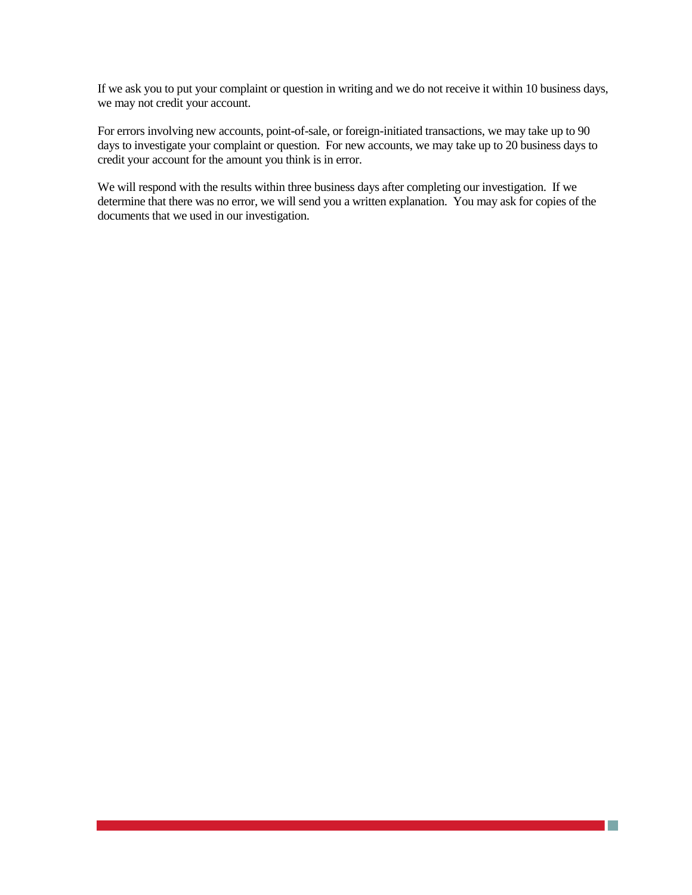If we ask you to put your complaint or question in writing and we do not receive it within 10 business days, we may not credit your account.

For errors involving new accounts, point-of-sale, or foreign-initiated transactions, we may take up to 90 days to investigate your complaint or question. For new accounts, we may take up to 20 business days to credit your account for the amount you think is in error.

We will respond with the results within three business days after completing our investigation. If we determine that there was no error, we will send you a written explanation. You may ask for copies of the documents that we used in our investigation.